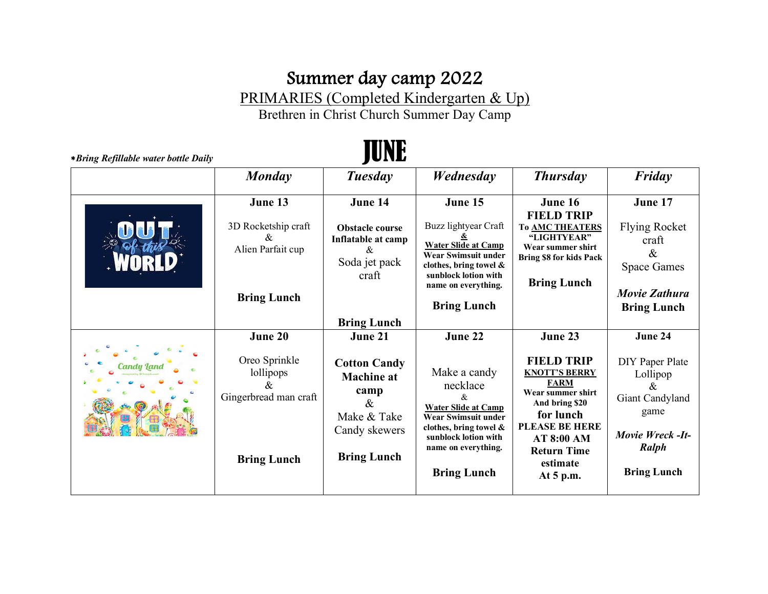# Summer day camp 2022

PRIMARIES (Completed Kindergarten & Up)

Brethren in Christ Church Summer Day Camp

## JUNE

****Bring Refillable water bottle Daily***

| | *Monday* | *Tuesday* | *Wednesday* | *Thursday* | *Friday* |
|---|---|---|---|---|---|
| OUT of this WORLD | **June 13**<br><br>3D Rocketship craft<br>&<br>Alien Parfait cup<br><br>**Bring Lunch** | **June 14**<br><br>**Obstacle course Inflatable at camp**<br>&<br>Soda jet pack craft<br><br>**Bring Lunch** | **June 15**<br><br>Buzz lightyear Craft<br>&<br>**Water Slide at Camp**<br>**Wear Swimsuit under clothes, bring towel & sunblock lotion with name on everything.**<br><br>**Bring Lunch** | **June 16**<br>**FIELD TRIP**<br>**To AMC THEATERS**<br>**"LIGHTYEAR"**<br>**Wear summer shirt**<br>**Bring $8 for kids Pack**<br><br>**Bring Lunch** | **June 17**<br><br>Flying Rocket craft<br>&<br>Space Games<br><br>***Movie Zathura***<br>**Bring Lunch** |
| Candy Land | **June 20**<br><br>Oreo Sprinkle lollipops<br>&<br>Gingerbread man craft<br><br>**Bring Lunch** | **June 21**<br><br>**Cotton Candy Machine at camp**<br>&<br>Make & Take Candy skewers<br><br>**Bring Lunch** | **June 22**<br><br>Make a candy necklace<br>&<br>**Water Slide at Camp**<br>**Wear Swimsuit under clothes, bring towel & sunblock lotion with name on everything.**<br><br>**Bring Lunch** | **June 23**<br><br>**FIELD TRIP**<br>**KNOTT'S BERRY FARM**<br>**Wear summer shirt And bring $20 for lunch**<br>**PLEASE BE HERE AT 8:00 AM**<br>**Return Time estimate At 5 p.m.** | **June 24**<br><br>DIY Paper Plate Lollipop<br>&<br>Giant Candyland game<br><br>***Movie Wreck -It- Ralph***<br><br>**Bring Lunch** |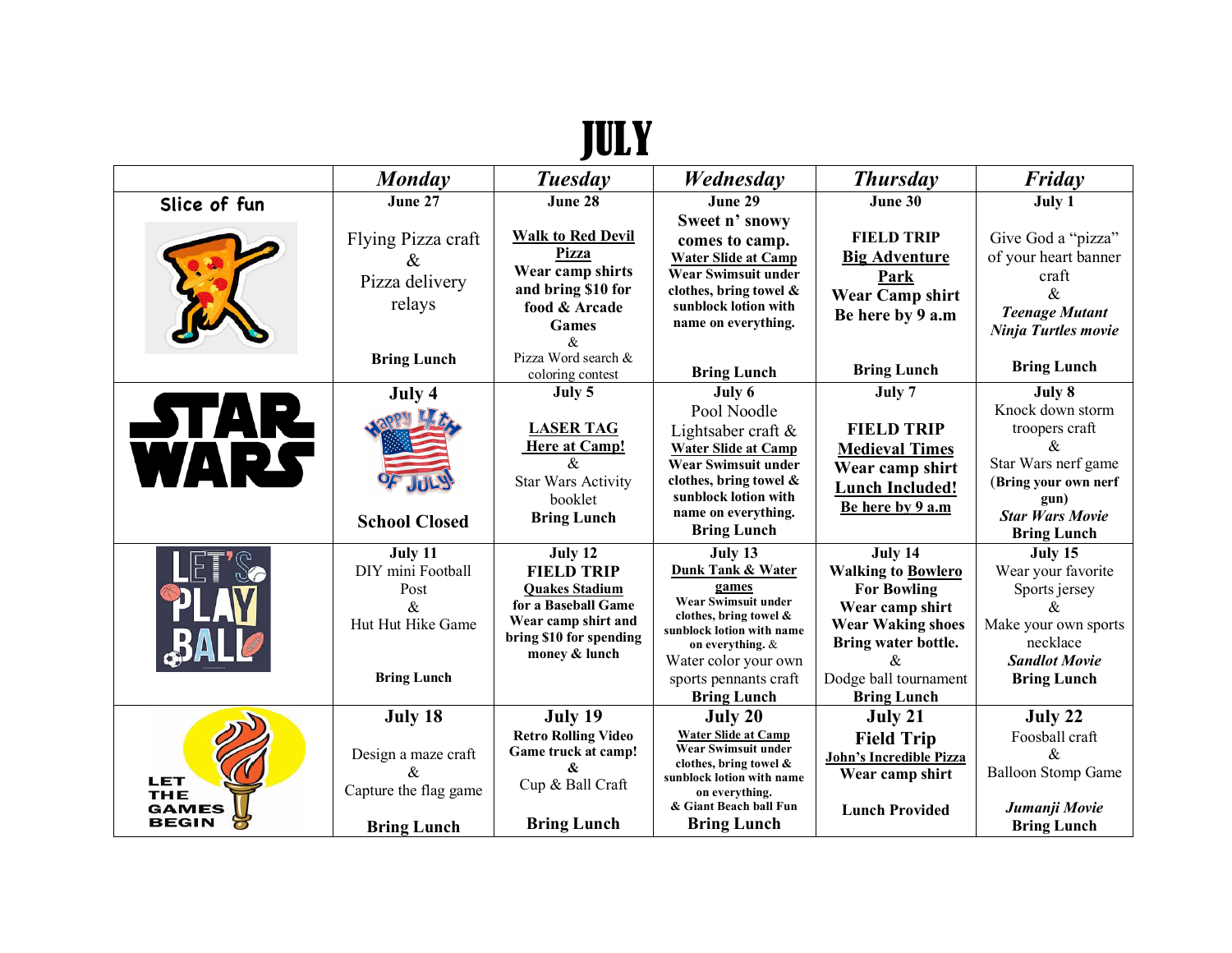# JULY

| | Monday | Tuesday | Wednesday | Thursday | Friday |
|---|---|---|---|---|---|
| Slice of fun | **June 27**<br><br>Flying Pizza craft<br>&<br>Pizza delivery relays<br><br>**Bring Lunch** | **June 28**<br><br>**Walk to Red Devil Pizza**<br>**Wear camp shirts and bring $10 for food & Arcade Games**<br>&<br>Pizza Word search & coloring contest | **June 29**<br>**Sweet n' snowy comes to camp.**<br>**Water Slide at Camp**<br>**Wear Swimsuit under clothes, bring towel & sunblock lotion with name on everything.**<br><br>**Bring Lunch** | **June 30**<br><br>**FIELD TRIP**<br>**Big Adventure Park**<br>**Wear Camp shirt**<br>**Be here by 9 a.m**<br><br>**Bring Lunch** | **July 1**<br><br>Give God a "pizza" of your heart banner craft<br>&<br>***Teenage Mutant Ninja Turtles movie***<br><br>**Bring Lunch** |
| STAR WARS | **July 4**<br><br>**School Closed** | **July 5**<br><br>**LASER TAG**<br>**Here at Camp!**<br>&<br>Star Wars Activity booklet<br>**Bring Lunch** | **July 6**<br>Pool Noodle Lightsaber craft &<br>**Water Slide at Camp**<br>**Wear Swimsuit under clothes, bring towel & sunblock lotion with name on everything.**<br>**Bring Lunch** | **July 7**<br><br>**FIELD TRIP**<br>**Medieval Times**<br>**Wear camp shirt**<br>**Lunch Included!**<br>**Be here by 9 a.m** | **July 8**<br>Knock down storm troopers craft<br>&<br>Star Wars nerf game<br>**(Bring your own nerf gun)**<br>***Star Wars Movie***<br>**Bring Lunch** |
| LET'S PLAY BALL | **July 11**<br>DIY mini Football Post<br>&<br>Hut Hut Hike Game<br><br>**Bring Lunch** | **July 12**<br>**FIELD TRIP**<br>**Quakes Stadium**<br>**for a Baseball Game**<br>**Wear camp shirt and bring $10 for spending money & lunch** | **July 13**<br>**Dunk Tank & Water games**<br>**Wear Swimsuit under clothes, bring towel & sunblock lotion with name on everything. &**<br>Water color your own sports pennants craft<br>**Bring Lunch** | **July 14**<br>**Walking to Bowlero**<br>**For Bowling**<br>**Wear camp shirt**<br>**Wear Waking shoes**<br>**Bring water bottle.**<br>&<br>Dodge ball tournament<br>**Bring Lunch** | **July 15**<br>Wear your favorite Sports jersey<br>&<br>Make your own sports necklace<br>***Sandlot Movie***<br>**Bring Lunch** |
| LET THE GAMES BEGIN | **July 18**<br><br>Design a maze craft<br>&<br>Capture the flag game<br><br>**Bring Lunch** | **July 19**<br>**Retro Rolling Video Game truck at camp!**<br>**&**<br>Cup & Ball Craft<br><br>**Bring Lunch** | **July 20**<br>**Water Slide at Camp**<br>**Wear Swimsuit under clothes, bring towel & sunblock lotion with name on everything.**<br>**& Giant Beach ball Fun**<br>**Bring Lunch** | **July 21**<br>**Field Trip**<br>**John's Incredible Pizza**<br>**Wear camp shirt**<br><br>**Lunch Provided** | **July 22**<br>Foosball craft<br>&<br>Balloon Stomp Game<br><br>***Jumanji Movie***<br>**Bring Lunch** |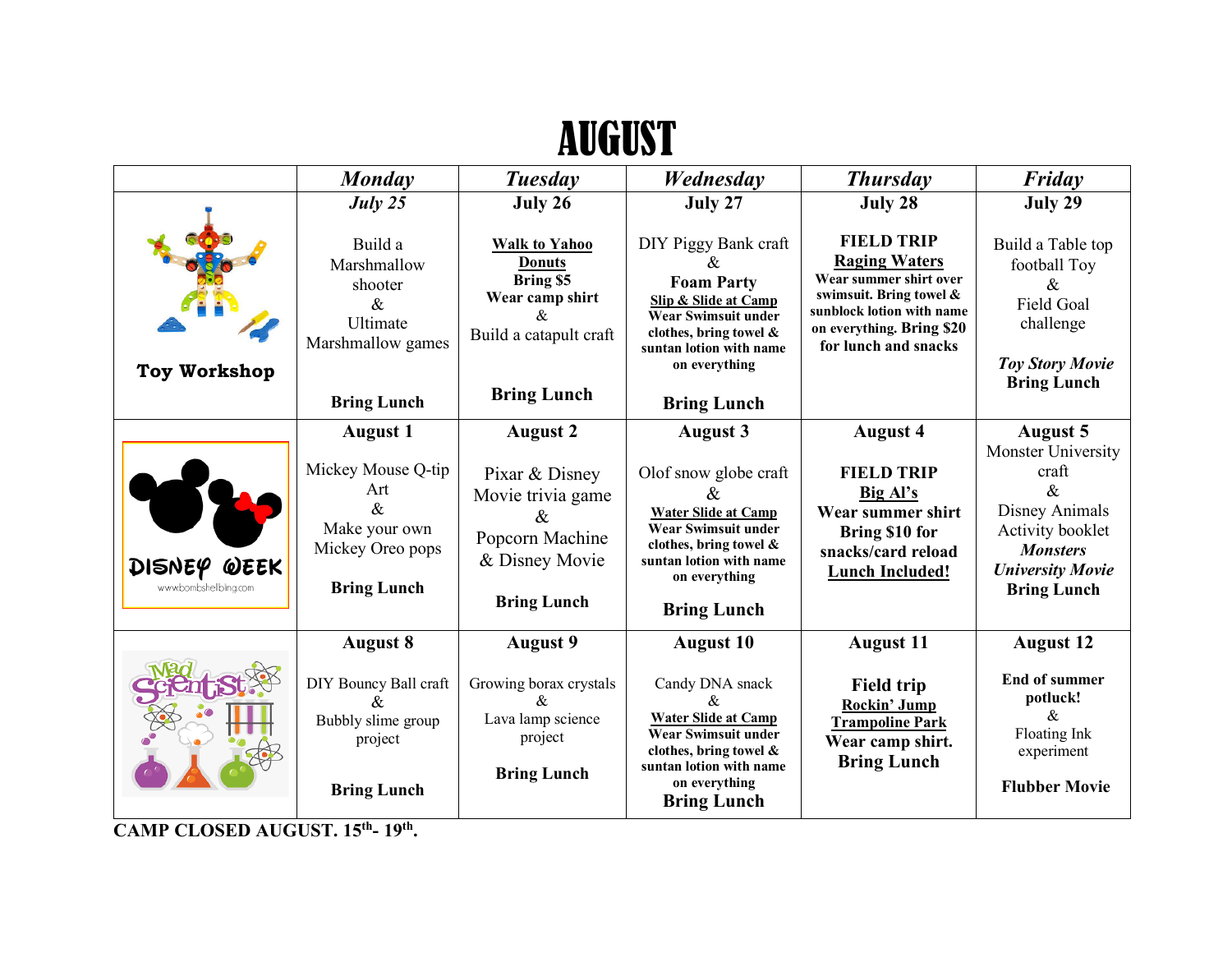# AUGUST

| | *Monday* | *Tuesday* | *Wednesday* | *Thursday* | *Friday* |
|---|---|---|---|---|---|
| **Toy Workshop** | ***July 25*** Build a Marshmallow shooter & Ultimate Marshmallow games **Bring Lunch** | **July 26** **Walk to Yahoo Donuts** **Bring $5** **Wear camp shirt** & Build a catapult craft **Bring Lunch** | **July 27** DIY Piggy Bank craft & **Foam Party** **Slip & Slide at Camp** **Wear Swimsuit under clothes, bring towel & suntan lotion with name on everything** **Bring Lunch** | **July 28** **FIELD TRIP** **Raging Waters** **Wear summer shirt over swimsuit. Bring towel & sunblock lotion with name on everything. Bring $20 for lunch and snacks** | **July 29** Build a Table top football Toy & Field Goal challenge ***Toy Story Movie*** **Bring Lunch** |
| DISNEY WEEK www.bombshelbling.com | **August 1** Mickey Mouse Q-tip Art & Make your own Mickey Oreo pops **Bring Lunch** | **August 2** Pixar & Disney Movie trivia game & Popcorn Machine & Disney Movie **Bring Lunch** | **August 3** Olof snow globe craft & **Water Slide at Camp** **Wear Swimsuit under clothes, bring towel & suntan lotion with name on everything** **Bring Lunch** | **August 4** **FIELD TRIP** **Big Al's** **Wear summer shirt** **Bring $10 for snacks/card reload** **Lunch Included!** | **August 5** Monster University craft & Disney Animals Activity booklet ***Monsters University Movie*** **Bring Lunch** |
| Mad Scientist | **August 8** DIY Bouncy Ball craft & Bubbly slime group project **Bring Lunch** | **August 9** Growing borax crystals & Lava lamp science project **Bring Lunch** | **August 10** Candy DNA snack & **Water Slide at Camp** **Wear Swimsuit under clothes, bring towel & suntan lotion with name on everything** **Bring Lunch** | **August 11** **Field trip** **Rockin' Jump Trampoline Park** **Wear camp shirt.** **Bring Lunch** | **August 12** **End of summer potluck!** & Floating Ink experiment **Flubber Movie** |

**CAMP CLOSED AUGUST. 15th- 19th.**